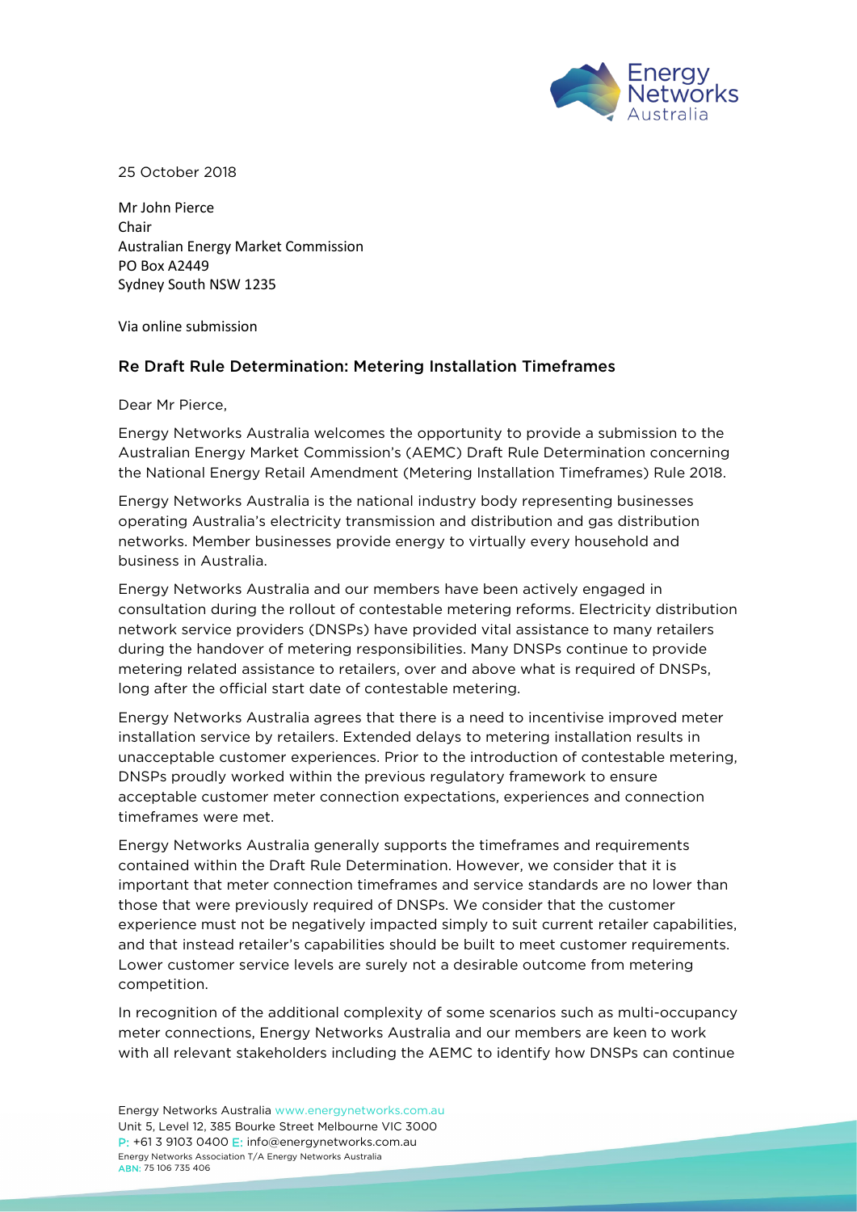25 October 2018

Mr John Pierce
Chair
Australian Energy Market Commission
PO Box A2449
Sydney South NSW 1235

Via online submission

### Re Draft Rule Determination: Metering Installation Timeframes

Dear Mr Pierce,

Energy Networks Australia welcomes the opportunity to provide a submission to the Australian Energy Market Commission's (AEMC) Draft Rule Determination concerning the National Energy Retail Amendment (Metering Installation Timeframes) Rule 2018.

Energy Networks Australia is the national industry body representing businesses operating Australia's electricity transmission and distribution and gas distribution networks. Member businesses provide energy to virtually every household and business in Australia.

Energy Networks Australia and our members have been actively engaged in consultation during the rollout of contestable metering reforms. Electricity distribution network service providers (DNSPs) have provided vital assistance to many retailers during the handover of metering responsibilities. Many DNSPs continue to provide metering related assistance to retailers, over and above what is required of DNSPs, long after the official start date of contestable metering.

Energy Networks Australia agrees that there is a need to incentivise improved meter installation service by retailers. Extended delays to metering installation results in unacceptable customer experiences. Prior to the introduction of contestable metering, DNSPs proudly worked within the previous regulatory framework to ensure acceptable customer meter connection expectations, experiences and connection timeframes were met.

Energy Networks Australia generally supports the timeframes and requirements contained within the Draft Rule Determination. However, we consider that it is important that meter connection timeframes and service standards are no lower than those that were previously required of DNSPs. We consider that the customer experience must not be negatively impacted simply to suit current retailer capabilities, and that instead retailer's capabilities should be built to meet customer requirements. Lower customer service levels are surely not a desirable outcome from metering competition.

In recognition of the additional complexity of some scenarios such as multi-occupancy meter connections, Energy Networks Australia and our members are keen to work with all relevant stakeholders including the AEMC to identify how DNSPs can continue

Energy Networks Australia www.energynetworks.com.au
Unit 5, Level 12, 385 Bourke Street Melbourne VIC 3000
P: +61 3 9103 0400 E: info@energynetworks.com.au
Energy Networks Association T/A Energy Networks Australia
ABN: 75 106 735 406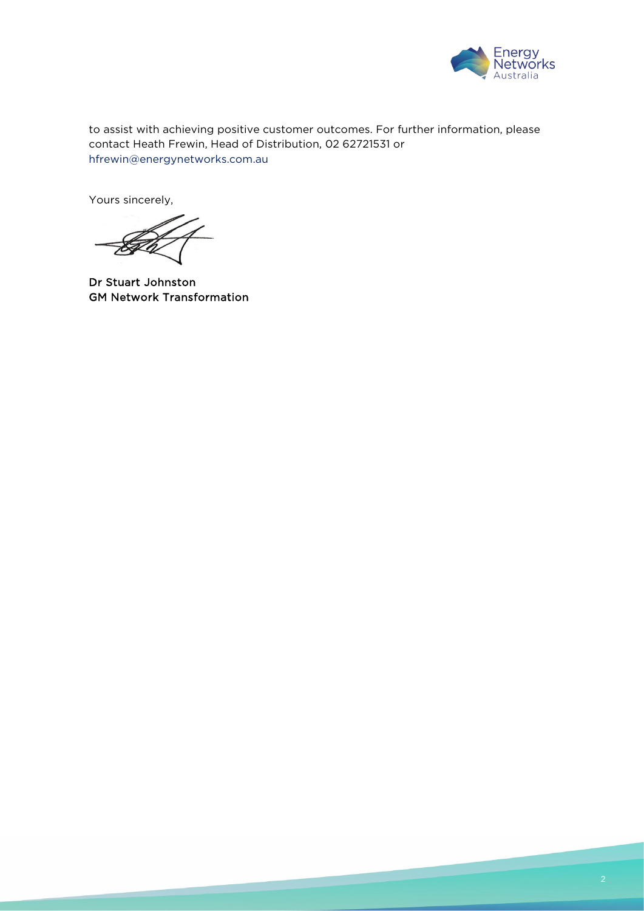to assist with achieving positive customer outcomes. For further information, please contact Heath Frewin, Head of Distribution, 02 62721531 or hfrewin@energynetworks.com.au

Yours sincerely,

**Dr Stuart Johnston**
**GM Network Transformation**